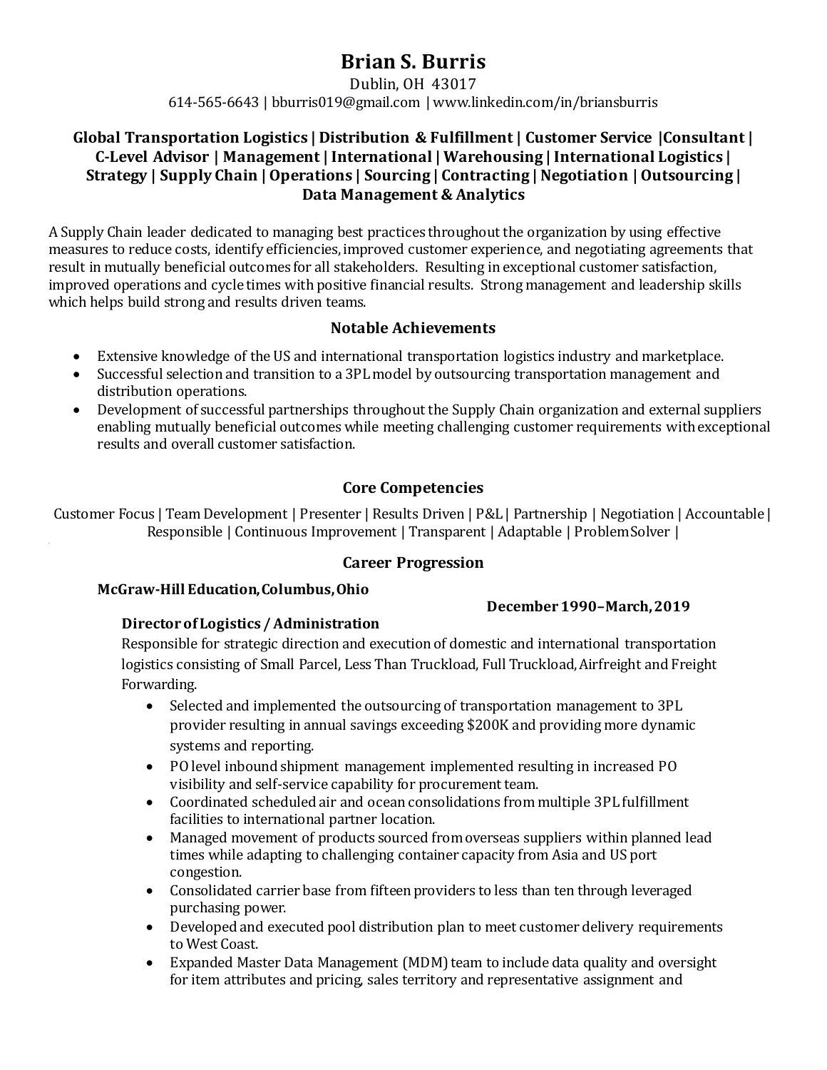# Brian S. Burris

Dublin, OH 43017

614-565-6643 | bburris019@gmail.com | www.linkedin.com/in/briansburris

**Global Transportation Logistics | Distribution & Fulfillment | Customer Service |Consultant | C-Level Advisor | Management | International | Warehousing | International Logistics | Strategy | Supply Chain | Operations | Sourcing | Contracting | Negotiation | Outsourcing | Data Management & Analytics**

A Supply Chain leader dedicated to managing best practices throughout the organization by using effective measures to reduce costs, identify efficiencies, improved customer experience, and negotiating agreements that result in mutually beneficial outcomes for all stakeholders. Resulting in exceptional customer satisfaction, improved operations and cycle times with positive financial results. Strong management and leadership skills which helps build strong and results driven teams.

## Notable Achievements

- Extensive knowledge of the US and international transportation logistics industry and marketplace.
- Successful selection and transition to a 3PL model by outsourcing transportation management and distribution operations.
- Development of successful partnerships throughout the Supply Chain organization and external suppliers enabling mutually beneficial outcomes while meeting challenging customer requirements with exceptional results and overall customer satisfaction.

## Core Competencies

Customer Focus | Team Development | Presenter | Results Driven | P&L | Partnership | Negotiation | Accountable | Responsible | Continuous Improvement | Transparent | Adaptable | Problem Solver |

## Career Progression

**McGraw-Hill Education, Columbus, Ohio**

**December 1990–March, 2019**

**Director of Logistics / Administration**

Responsible for strategic direction and execution of domestic and international transportation logistics consisting of Small Parcel, Less Than Truckload, Full Truckload, Airfreight and Freight Forwarding.

- Selected and implemented the outsourcing of transportation management to 3PL provider resulting in annual savings exceeding $200K and providing more dynamic systems and reporting.
- PO level inbound shipment management implemented resulting in increased PO visibility and self-service capability for procurement team.
- Coordinated scheduled air and ocean consolidations from multiple 3PL fulfillment facilities to international partner location.
- Managed movement of products sourced from overseas suppliers within planned lead times while adapting to challenging container capacity from Asia and US port congestion.
- Consolidated carrier base from fifteen providers to less than ten through leveraged purchasing power.
- Developed and executed pool distribution plan to meet customer delivery requirements to West Coast.
- Expanded Master Data Management (MDM) team to include data quality and oversight for item attributes and pricing, sales territory and representative assignment and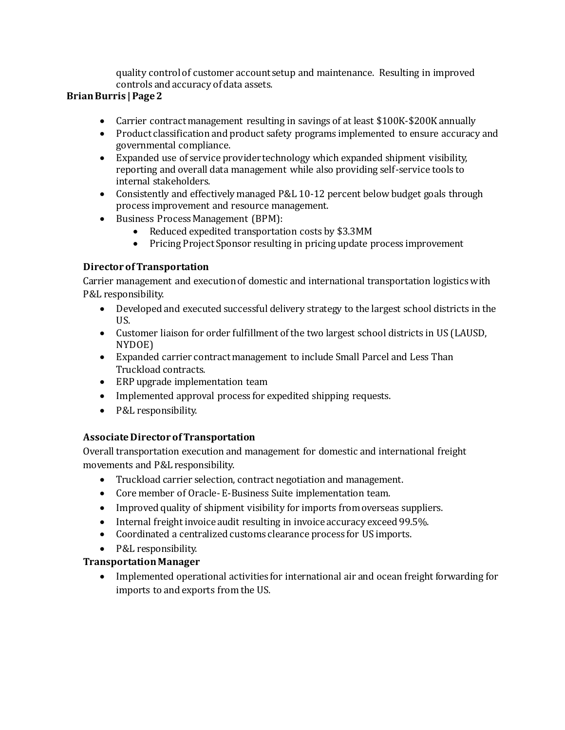quality control of customer account setup and maintenance. Resulting in improved controls and accuracy of data assets.

- Carrier contract management resulting in savings of at least $100K-$200K annually
- Product classification and product safety programs implemented to ensure accuracy and governmental compliance.
- Expanded use of service provider technology which expanded shipment visibility, reporting and overall data management while also providing self-service tools to internal stakeholders.
- Consistently and effectively managed P&L 10-12 percent below budget goals through process improvement and resource management.
- Business Process Management (BPM):
  - Reduced expedited transportation costs by $3.3MM
  - Pricing Project Sponsor resulting in pricing update process improvement

### Director of Transportation

Carrier management and execution of domestic and international transportation logistics with P&L responsibility.

- Developed and executed successful delivery strategy to the largest school districts in the US.
- Customer liaison for order fulfillment of the two largest school districts in US (LAUSD, NYDOE)
- Expanded carrier contract management to include Small Parcel and Less Than Truckload contracts.
- ERP upgrade implementation team
- Implemented approval process for expedited shipping requests.
- P&L responsibility.

### Associate Director of Transportation

Overall transportation execution and management for domestic and international freight movements and P&L responsibility.

- Truckload carrier selection, contract negotiation and management.
- Core member of Oracle- E-Business Suite implementation team.
- Improved quality of shipment visibility for imports from overseas suppliers.
- Internal freight invoice audit resulting in invoice accuracy exceed 99.5%.
- Coordinated a centralized customs clearance process for US imports.
- P&L responsibility.

### Transportation Manager

- Implemented operational activities for international air and ocean freight forwarding for imports to and exports from the US.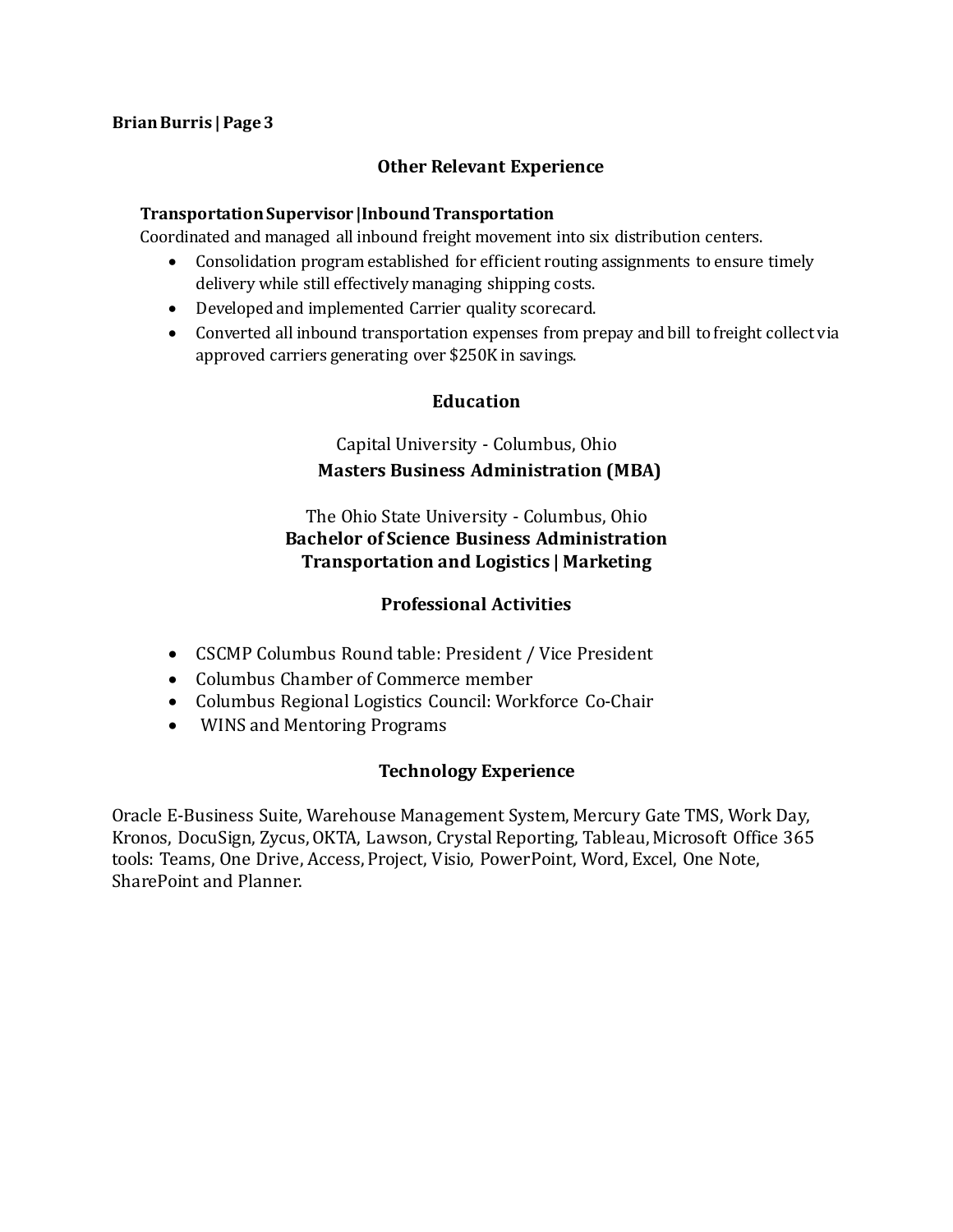## Other Relevant Experience

**Transportation Supervisor |Inbound Transportation**

Coordinated and managed all inbound freight movement into six distribution centers.

- Consolidation program established for efficient routing assignments to ensure timely delivery while still effectively managing shipping costs.
- Developed and implemented Carrier quality scorecard.
- Converted all inbound transportation expenses from prepay and bill to freight collect via approved carriers generating over $250K in savings.

## Education

Capital University - Columbus, Ohio
**Masters Business Administration (MBA)**

The Ohio State University - Columbus, Ohio
**Bachelor of Science Business Administration**
**Transportation and Logistics | Marketing**

## Professional Activities

- CSCMP Columbus Round table: President / Vice President
- Columbus Chamber of Commerce member
- Columbus Regional Logistics Council: Workforce Co-Chair
- WINS and Mentoring Programs

## Technology Experience

Oracle E-Business Suite, Warehouse Management System, Mercury Gate TMS, Work Day, Kronos, DocuSign, Zycus, OKTA, Lawson, Crystal Reporting, Tableau, Microsoft Office 365 tools: Teams, One Drive, Access, Project, Visio, PowerPoint, Word, Excel, One Note, SharePoint and Planner.